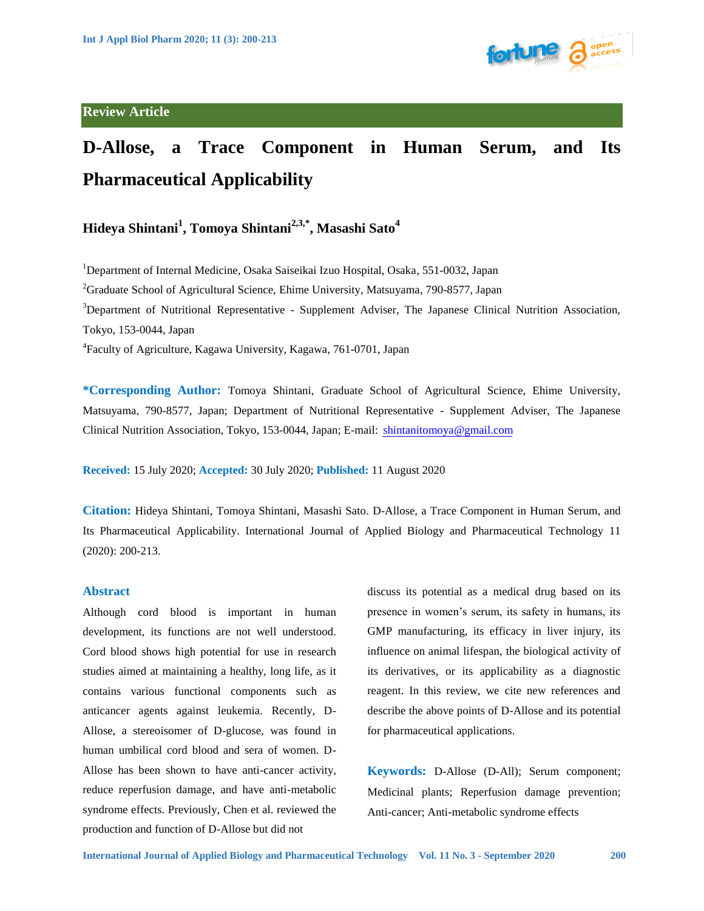Review Article

# D-Allose, a Trace Component in Human Serum, and Its Pharmaceutical Applicability

**Hideya Shintani[1], Tomoya Shintani[2,3,*], Masashi Sato[4]**

[1]Department of Internal Medicine, Osaka Saiseikai Izuo Hospital, Osaka, 551-0032, Japan

[2]Graduate School of Agricultural Science, Ehime University, Matsuyama, 790-8577, Japan

[3]Department of Nutritional Representative - Supplement Adviser, The Japanese Clinical Nutrition Association, Tokyo, 153-0044, Japan

[4]Faculty of Agriculture, Kagawa University, Kagawa, 761-0701, Japan

**\*Corresponding Author:** Tomoya Shintani, Graduate School of Agricultural Science, Ehime University, Matsuyama, 790-8577, Japan; Department of Nutritional Representative - Supplement Adviser, The Japanese Clinical Nutrition Association, Tokyo, 153-0044, Japan; E-mail: shintanitomoya@gmail.com

**Received:** 15 July 2020; **Accepted:** 30 July 2020; **Published:** 11 August 2020

**Citation:** Hideya Shintani, Tomoya Shintani, Masashi Sato. D-Allose, a Trace Component in Human Serum, and Its Pharmaceutical Applicability. International Journal of Applied Biology and Pharmaceutical Technology 11 (2020): 200-213.

## Abstract

Although cord blood is important in human development, its functions are not well understood. Cord blood shows high potential for use in research studies aimed at maintaining a healthy, long life, as it contains various functional components such as anticancer agents against leukemia. Recently, D-Allose, a stereoisomer of D-glucose, was found in human umbilical cord blood and sera of women. D-Allose has been shown to have anti-cancer activity, reduce reperfusion damage, and have anti-metabolic syndrome effects. Previously, Chen et al. reviewed the production and function of D-Allose but did not discuss its potential as a medical drug based on its presence in women's serum, its safety in humans, its GMP manufacturing, its efficacy in liver injury, its influence on animal lifespan, the biological activity of its derivatives, or its applicability as a diagnostic reagent. In this review, we cite new references and describe the above points of D-Allose and its potential for pharmaceutical applications.

**Keywords:** D-Allose (D-All); Serum component; Medicinal plants; Reperfusion damage prevention; Anti-cancer; Anti-metabolic syndrome effects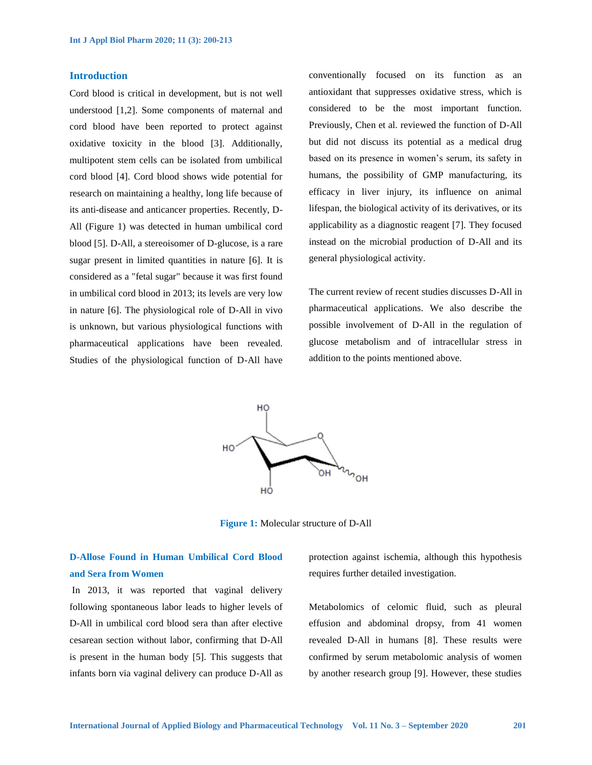## Introduction

Cord blood is critical in development, but is not well understood [1,2]. Some components of maternal and cord blood have been reported to protect against oxidative toxicity in the blood [3]. Additionally, multipotent stem cells can be isolated from umbilical cord blood [4]. Cord blood shows wide potential for research on maintaining a healthy, long life because of its anti-disease and anticancer properties. Recently, D-All (Figure 1) was detected in human umbilical cord blood [5]. D-All, a stereoisomer of D-glucose, is a rare sugar present in limited quantities in nature [6]. It is considered as a "fetal sugar" because it was first found in umbilical cord blood in 2013; its levels are very low in nature [6]. The physiological role of D-All in vivo is unknown, but various physiological functions with pharmaceutical applications have been revealed. Studies of the physiological function of D-All have conventionally focused on its function as an antioxidant that suppresses oxidative stress, which is considered to be the most important function. Previously, Chen et al. reviewed the function of D-All but did not discuss its potential as a medical drug based on its presence in women's serum, its safety in humans, the possibility of GMP manufacturing, its efficacy in liver injury, its influence on animal lifespan, the biological activity of its derivatives, or its applicability as a diagnostic reagent [7]. They focused instead on the microbial production of D-All and its general physiological activity.

The current review of recent studies discusses D-All in pharmaceutical applications. We also describe the possible involvement of D-All in the regulation of glucose metabolism and of intracellular stress in addition to the points mentioned above.

Figure 1: Molecular structure of D-All

### D-Allose Found in Human Umbilical Cord Blood and Sera from Women

In 2013, it was reported that vaginal delivery following spontaneous labor leads to higher levels of D-All in umbilical cord blood sera than after elective cesarean section without labor, confirming that D-All is present in the human body [5]. This suggests that infants born via vaginal delivery can produce D-All as protection against ischemia, although this hypothesis requires further detailed investigation.

Metabolomics of celomic fluid, such as pleural effusion and abdominal dropsy, from 41 women revealed D-All in humans [8]. These results were confirmed by serum metabolomic analysis of women by another research group [9]. However, these studies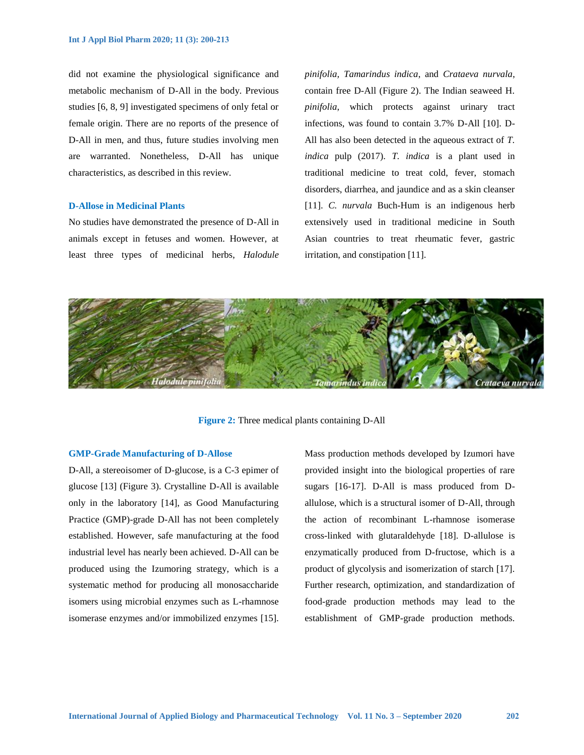did not examine the physiological significance and metabolic mechanism of D-All in the body. Previous studies [6, 8, 9] investigated specimens of only fetal or female origin. There are no reports of the presence of D-All in men, and thus, future studies involving men are warranted. Nonetheless, D-All has unique characteristics, as described in this review.

## D-Allose in Medicinal Plants

No studies have demonstrated the presence of D-All in animals except in fetuses and women. However, at least three types of medicinal herbs, *Halodule pinifolia, Tamarindus indica*, and *Crataeva nurvala*, contain free D-All (Figure 2). The Indian seaweed H. *pinifolia*, which protects against urinary tract infections, was found to contain 3.7% D-All [10]. D-All has also been detected in the aqueous extract of *T. indica* pulp (2017). *T. indica* is a plant used in traditional medicine to treat cold, fever, stomach disorders, diarrhea, and jaundice and as a skin cleanser [11]. *C. nurvala* Buch-Hum is an indigenous herb extensively used in traditional medicine in South Asian countries to treat rheumatic fever, gastric irritation, and constipation [11].

**Figure 2:** Three medical plants containing D-All

## GMP-Grade Manufacturing of D-Allose

D-All, a stereoisomer of D-glucose, is a C-3 epimer of glucose [13] (Figure 3). Crystalline D-All is available only in the laboratory [14], as Good Manufacturing Practice (GMP)-grade D-All has not been completely established. However, safe manufacturing at the food industrial level has nearly been achieved. D-All can be produced using the Izumoring strategy, which is a systematic method for producing all monosaccharide isomers using microbial enzymes such as L-rhamnose isomerase enzymes and/or immobilized enzymes [15]. Mass production methods developed by Izumori have provided insight into the biological properties of rare sugars [16-17]. D-All is mass produced from D-allulose, which is a structural isomer of D-All, through the action of recombinant L-rhamnose isomerase cross-linked with glutaraldehyde [18]. D-allulose is enzymatically produced from D-fructose, which is a product of glycolysis and isomerization of starch [17]. Further research, optimization, and standardization of food-grade production methods may lead to the establishment of GMP-grade production methods.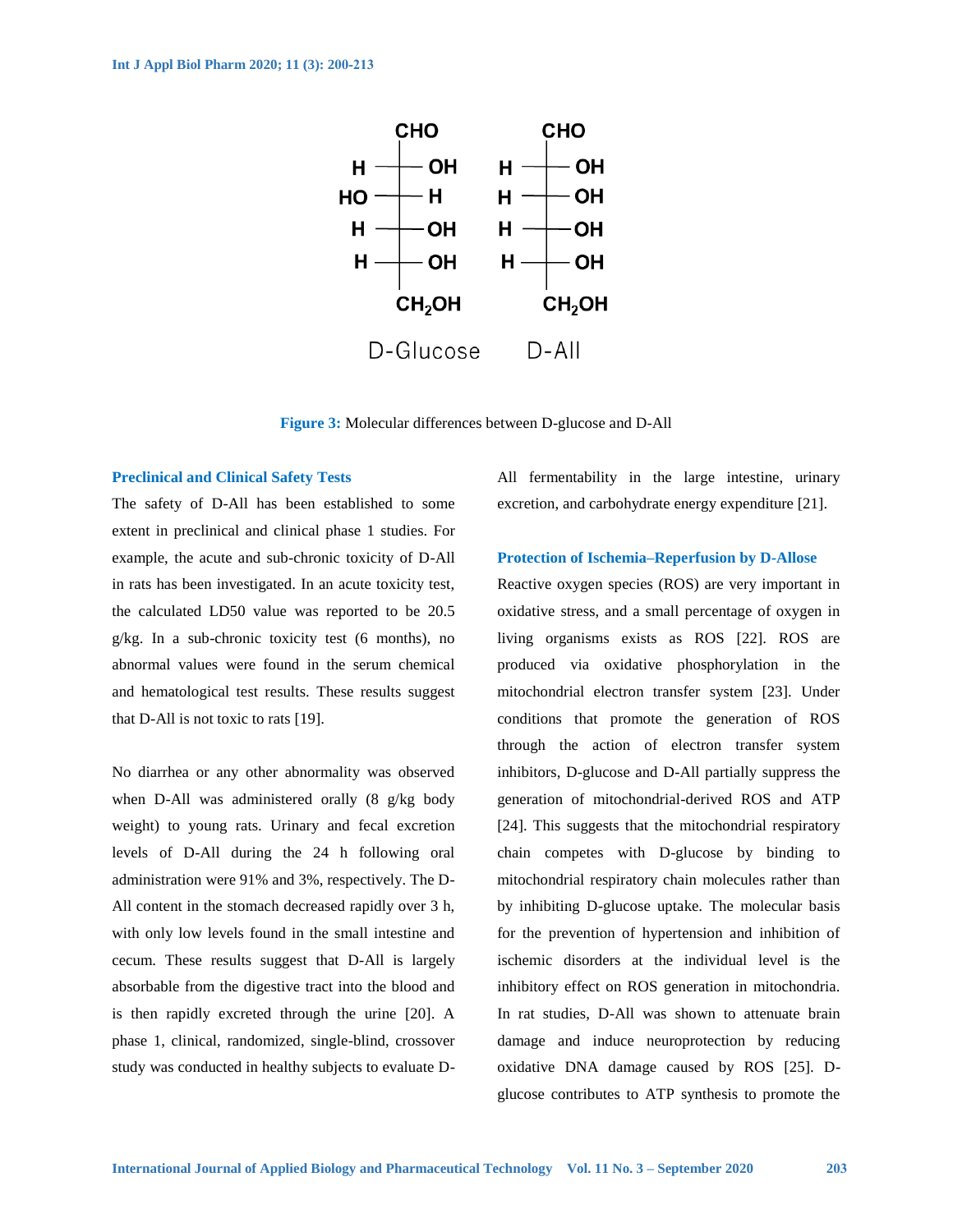Figure 3: Molecular differences between D-glucose and D-All

### Preclinical and Clinical Safety Tests

The safety of D-All has been established to some extent in preclinical and clinical phase 1 studies. For example, the acute and sub-chronic toxicity of D-All in rats has been investigated. In an acute toxicity test, the calculated LD50 value was reported to be 20.5 g/kg. In a sub-chronic toxicity test (6 months), no abnormal values were found in the serum chemical and hematological test results. These results suggest that D-All is not toxic to rats [19].

No diarrhea or any other abnormality was observed when D-All was administered orally (8 g/kg body weight) to young rats. Urinary and fecal excretion levels of D-All during the 24 h following oral administration were 91% and 3%, respectively. The D-All content in the stomach decreased rapidly over 3 h, with only low levels found in the small intestine and cecum. These results suggest that D-All is largely absorbable from the digestive tract into the blood and is then rapidly excreted through the urine [20]. A phase 1, clinical, randomized, single-blind, crossover study was conducted in healthy subjects to evaluate D-All fermentability in the large intestine, urinary excretion, and carbohydrate energy expenditure [21].

### Protection of Ischemia–Reperfusion by D-Allose

Reactive oxygen species (ROS) are very important in oxidative stress, and a small percentage of oxygen in living organisms exists as ROS [22]. ROS are produced via oxidative phosphorylation in the mitochondrial electron transfer system [23]. Under conditions that promote the generation of ROS through the action of electron transfer system inhibitors, D-glucose and D-All partially suppress the generation of mitochondrial-derived ROS and ATP [24]. This suggests that the mitochondrial respiratory chain competes with D-glucose by binding to mitochondrial respiratory chain molecules rather than by inhibiting D-glucose uptake. The molecular basis for the prevention of hypertension and inhibition of ischemic disorders at the individual level is the inhibitory effect on ROS generation in mitochondria. In rat studies, D-All was shown to attenuate brain damage and induce neuroprotection by reducing oxidative DNA damage caused by ROS [25]. D-glucose contributes to ATP synthesis to promote the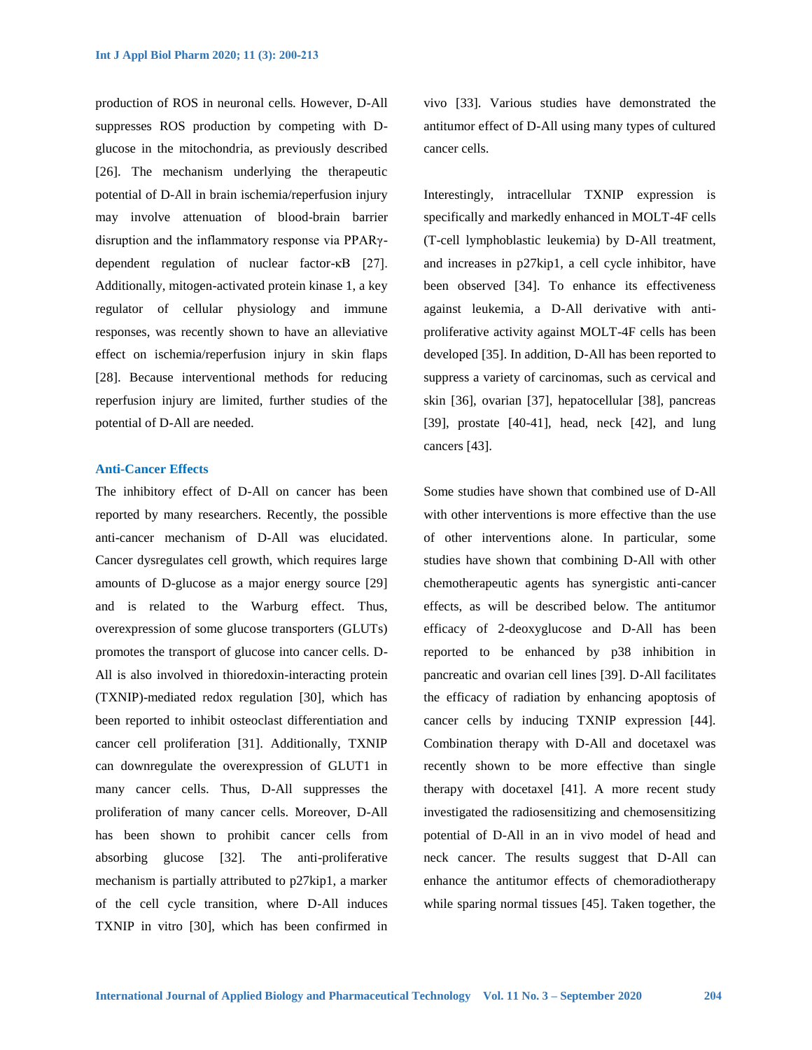production of ROS in neuronal cells. However, D-All suppresses ROS production by competing with D-glucose in the mitochondria, as previously described [26]. The mechanism underlying the therapeutic potential of D-All in brain ischemia/reperfusion injury may involve attenuation of blood-brain barrier disruption and the inflammatory response via PPARγ-dependent regulation of nuclear factor-κB [27]. Additionally, mitogen-activated protein kinase 1, a key regulator of cellular physiology and immune responses, was recently shown to have an alleviative effect on ischemia/reperfusion injury in skin flaps [28]. Because interventional methods for reducing reperfusion injury are limited, further studies of the potential of D-All are needed.

### Anti-Cancer Effects

The inhibitory effect of D-All on cancer has been reported by many researchers. Recently, the possible anti-cancer mechanism of D-All was elucidated. Cancer dysregulates cell growth, which requires large amounts of D-glucose as a major energy source [29] and is related to the Warburg effect. Thus, overexpression of some glucose transporters (GLUTs) promotes the transport of glucose into cancer cells. D-All is also involved in thioredoxin-interacting protein (TXNIP)-mediated redox regulation [30], which has been reported to inhibit osteoclast differentiation and cancer cell proliferation [31]. Additionally, TXNIP can downregulate the overexpression of GLUT1 in many cancer cells. Thus, D-All suppresses the proliferation of many cancer cells. Moreover, D-All has been shown to prohibit cancer cells from absorbing glucose [32]. The anti-proliferative mechanism is partially attributed to p27kip1, a marker of the cell cycle transition, where D-All induces TXNIP in vitro [30], which has been confirmed in vivo [33]. Various studies have demonstrated the antitumor effect of D-All using many types of cultured cancer cells.

Interestingly, intracellular TXNIP expression is specifically and markedly enhanced in MOLT-4F cells (T-cell lymphoblastic leukemia) by D-All treatment, and increases in p27kip1, a cell cycle inhibitor, have been observed [34]. To enhance its effectiveness against leukemia, a D-All derivative with anti-proliferative activity against MOLT-4F cells has been developed [35]. In addition, D-All has been reported to suppress a variety of carcinomas, such as cervical and skin [36], ovarian [37], hepatocellular [38], pancreas [39], prostate [40-41], head, neck [42], and lung cancers [43].

Some studies have shown that combined use of D-All with other interventions is more effective than the use of other interventions alone. In particular, some studies have shown that combining D-All with other chemotherapeutic agents has synergistic anti-cancer effects, as will be described below. The antitumor efficacy of 2-deoxyglucose and D-All has been reported to be enhanced by p38 inhibition in pancreatic and ovarian cell lines [39]. D-All facilitates the efficacy of radiation by enhancing apoptosis of cancer cells by inducing TXNIP expression [44]. Combination therapy with D-All and docetaxel was recently shown to be more effective than single therapy with docetaxel [41]. A more recent study investigated the radiosensitizing and chemosensitizing potential of D-All in an in vivo model of head and neck cancer. The results suggest that D-All can enhance the antitumor effects of chemoradiotherapy while sparing normal tissues [45]. Taken together, the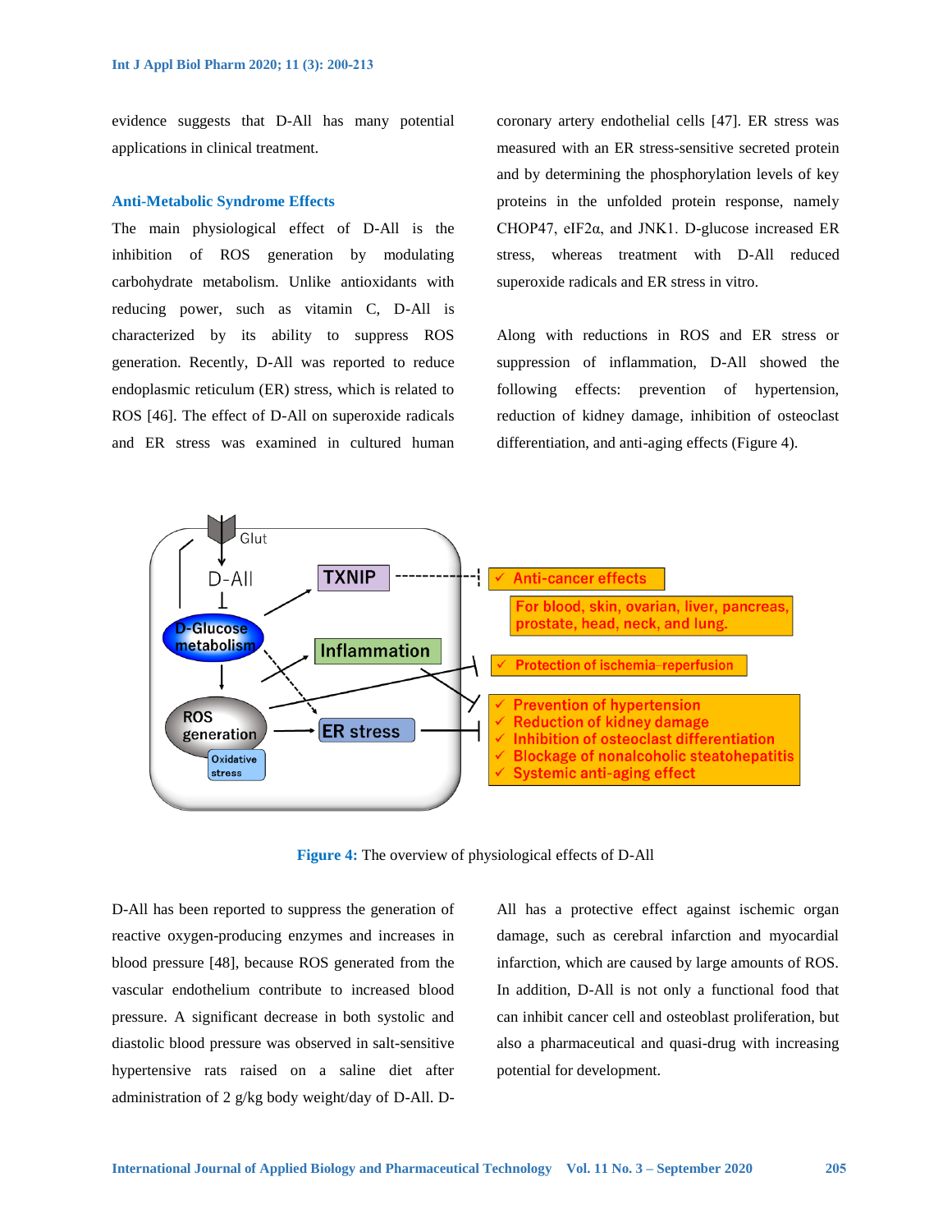evidence suggests that D-All has many potential applications in clinical treatment.

### Anti-Metabolic Syndrome Effects

The main physiological effect of D-All is the inhibition of ROS generation by modulating carbohydrate metabolism. Unlike antioxidants with reducing power, such as vitamin C, D-All is characterized by its ability to suppress ROS generation. Recently, D-All was reported to reduce endoplasmic reticulum (ER) stress, which is related to ROS [46]. The effect of D-All on superoxide radicals and ER stress was examined in cultured human coronary artery endothelial cells [47]. ER stress was measured with an ER stress-sensitive secreted protein and by determining the phosphorylation levels of key proteins in the unfolded protein response, namely CHOP47, eIF2α, and JNK1. D-glucose increased ER stress, whereas treatment with D-All reduced superoxide radicals and ER stress in vitro.

Along with reductions in ROS and ER stress or suppression of inflammation, D-All showed the following effects: prevention of hypertension, reduction of kidney damage, inhibition of osteoclast differentiation, and anti-aging effects (Figure 4).

**Figure 4:** The overview of physiological effects of D-All

D-All has been reported to suppress the generation of reactive oxygen-producing enzymes and increases in blood pressure [48], because ROS generated from the vascular endothelium contribute to increased blood pressure. A significant decrease in both systolic and diastolic blood pressure was observed in salt-sensitive hypertensive rats raised on a saline diet after administration of 2 g/kg body weight/day of D-All. D-All has a protective effect against ischemic organ damage, such as cerebral infarction and myocardial infarction, which are caused by large amounts of ROS. In addition, D-All is not only a functional food that can inhibit cancer cell and osteoblast proliferation, but also a pharmaceutical and quasi-drug with increasing potential for development.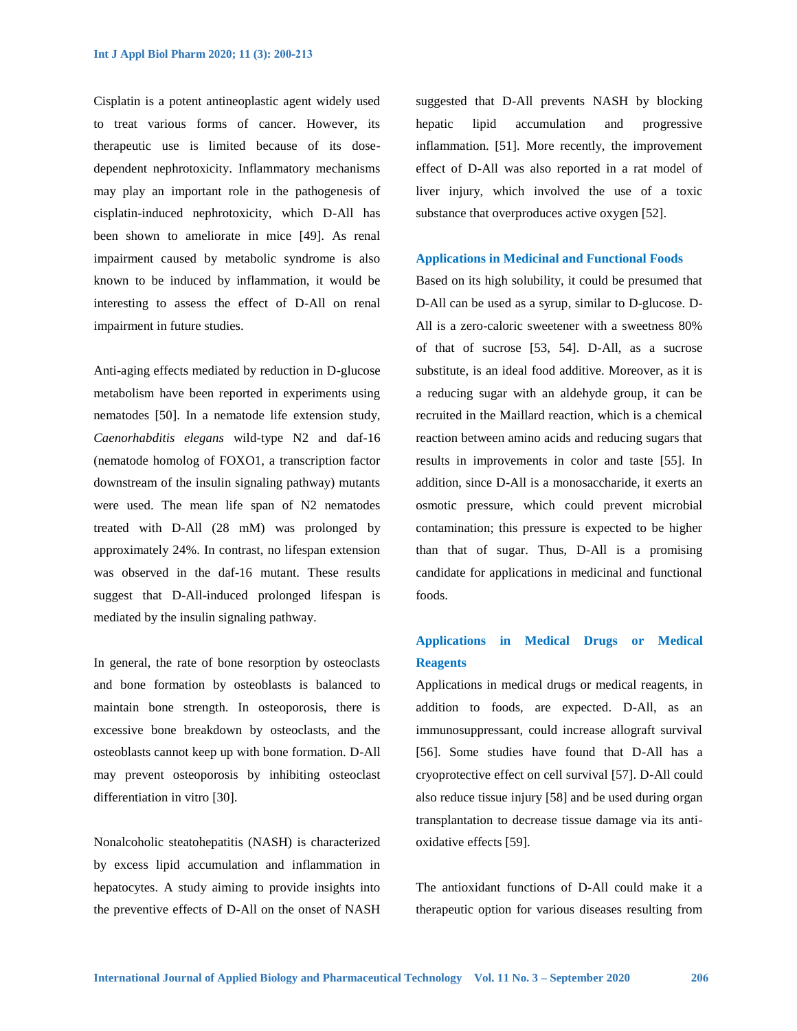Cisplatin is a potent antineoplastic agent widely used to treat various forms of cancer. However, its therapeutic use is limited because of its dose-dependent nephrotoxicity. Inflammatory mechanisms may play an important role in the pathogenesis of cisplatin-induced nephrotoxicity, which D-All has been shown to ameliorate in mice [49]. As renal impairment caused by metabolic syndrome is also known to be induced by inflammation, it would be interesting to assess the effect of D-All on renal impairment in future studies.

Anti-aging effects mediated by reduction in D-glucose metabolism have been reported in experiments using nematodes [50]. In a nematode life extension study, *Caenorhabditis elegans* wild-type N2 and daf-16 (nematode homolog of FOXO1, a transcription factor downstream of the insulin signaling pathway) mutants were used. The mean life span of N2 nematodes treated with D-All (28 mM) was prolonged by approximately 24%. In contrast, no lifespan extension was observed in the daf-16 mutant. These results suggest that D-All-induced prolonged lifespan is mediated by the insulin signaling pathway.

In general, the rate of bone resorption by osteoclasts and bone formation by osteoblasts is balanced to maintain bone strength. In osteoporosis, there is excessive bone breakdown by osteoclasts, and the osteoblasts cannot keep up with bone formation. D-All may prevent osteoporosis by inhibiting osteoclast differentiation in vitro [30].

Nonalcoholic steatohepatitis (NASH) is characterized by excess lipid accumulation and inflammation in hepatocytes. A study aiming to provide insights into the preventive effects of D-All on the onset of NASH suggested that D-All prevents NASH by blocking hepatic lipid accumulation and progressive inflammation. [51]. More recently, the improvement effect of D-All was also reported in a rat model of liver injury, which involved the use of a toxic substance that overproduces active oxygen [52].

## Applications in Medicinal and Functional Foods

Based on its high solubility, it could be presumed that D-All can be used as a syrup, similar to D-glucose. D-All is a zero-caloric sweetener with a sweetness 80% of that of sucrose [53, 54]. D-All, as a sucrose substitute, is an ideal food additive. Moreover, as it is a reducing sugar with an aldehyde group, it can be recruited in the Maillard reaction, which is a chemical reaction between amino acids and reducing sugars that results in improvements in color and taste [55]. In addition, since D-All is a monosaccharide, it exerts an osmotic pressure, which could prevent microbial contamination; this pressure is expected to be higher than that of sugar. Thus, D-All is a promising candidate for applications in medicinal and functional foods.

## Applications in Medical Drugs or Medical Reagents

Applications in medical drugs or medical reagents, in addition to foods, are expected. D-All, as an immunosuppressant, could increase allograft survival [56]. Some studies have found that D-All has a cryoprotective effect on cell survival [57]. D-All could also reduce tissue injury [58] and be used during organ transplantation to decrease tissue damage via its anti-oxidative effects [59].

The antioxidant functions of D-All could make it a therapeutic option for various diseases resulting from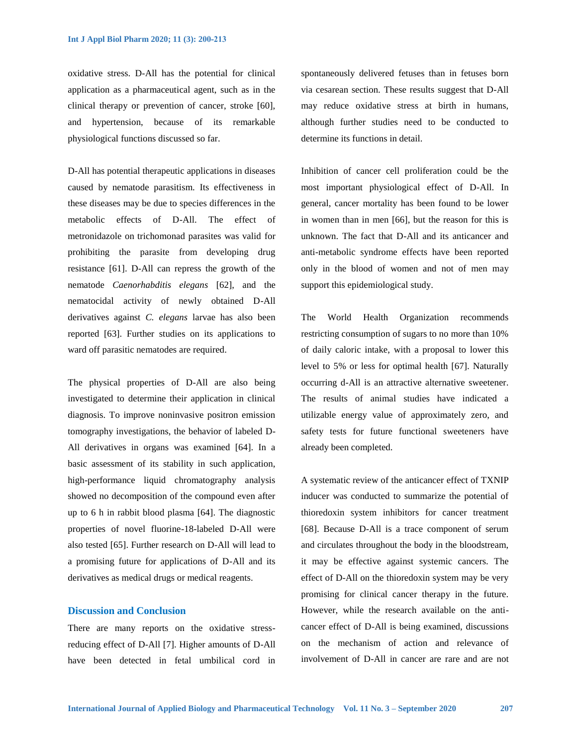oxidative stress. D-All has the potential for clinical application as a pharmaceutical agent, such as in the clinical therapy or prevention of cancer, stroke [60], and hypertension, because of its remarkable physiological functions discussed so far.

D-All has potential therapeutic applications in diseases caused by nematode parasitism. Its effectiveness in these diseases may be due to species differences in the metabolic effects of D-All. The effect of metronidazole on trichomonad parasites was valid for prohibiting the parasite from developing drug resistance [61]. D-All can repress the growth of the nematode *Caenorhabditis elegans* [62], and the nematocidal activity of newly obtained D-All derivatives against *C. elegans* larvae has also been reported [63]. Further studies on its applications to ward off parasitic nematodes are required.

The physical properties of D-All are also being investigated to determine their application in clinical diagnosis. To improve noninvasive positron emission tomography investigations, the behavior of labeled D-All derivatives in organs was examined [64]. In a basic assessment of its stability in such application, high-performance liquid chromatography analysis showed no decomposition of the compound even after up to 6 h in rabbit blood plasma [64]. The diagnostic properties of novel fluorine-18-labeled D-All were also tested [65]. Further research on D-All will lead to a promising future for applications of D-All and its derivatives as medical drugs or medical reagents.

## Discussion and Conclusion

There are many reports on the oxidative stress-reducing effect of D-All [7]. Higher amounts of D-All have been detected in fetal umbilical cord in spontaneously delivered fetuses than in fetuses born via cesarean section. These results suggest that D-All may reduce oxidative stress at birth in humans, although further studies need to be conducted to determine its functions in detail.

Inhibition of cancer cell proliferation could be the most important physiological effect of D-All. In general, cancer mortality has been found to be lower in women than in men [66], but the reason for this is unknown. The fact that D-All and its anticancer and anti-metabolic syndrome effects have been reported only in the blood of women and not of men may support this epidemiological study.

The World Health Organization recommends restricting consumption of sugars to no more than 10% of daily caloric intake, with a proposal to lower this level to 5% or less for optimal health [67]. Naturally occurring d-All is an attractive alternative sweetener. The results of animal studies have indicated a utilizable energy value of approximately zero, and safety tests for future functional sweeteners have already been completed.

A systematic review of the anticancer effect of TXNIP inducer was conducted to summarize the potential of thioredoxin system inhibitors for cancer treatment [68]. Because D-All is a trace component of serum and circulates throughout the body in the bloodstream, it may be effective against systemic cancers. The effect of D-All on the thioredoxin system may be very promising for clinical cancer therapy in the future. However, while the research available on the anti-cancer effect of D-All is being examined, discussions on the mechanism of action and relevance of involvement of D-All in cancer are rare and are not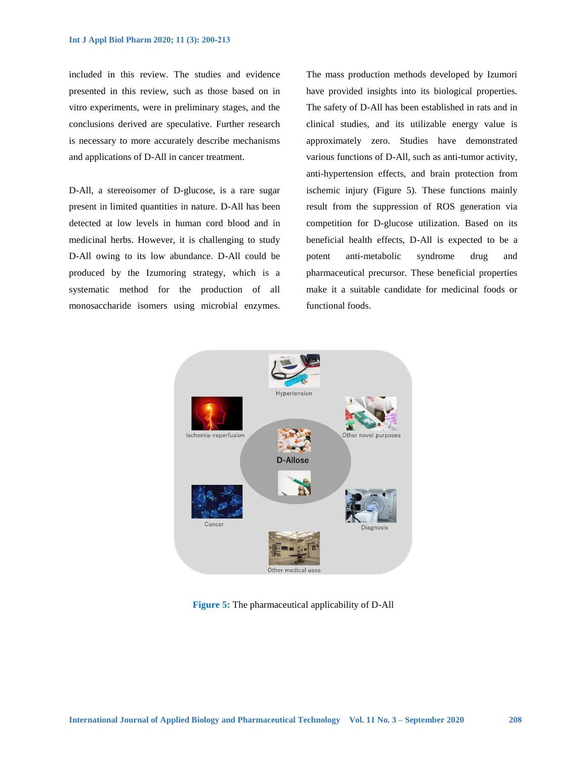included in this review. The studies and evidence presented in this review, such as those based on in vitro experiments, were in preliminary stages, and the conclusions derived are speculative. Further research is necessary to more accurately describe mechanisms and applications of D-All in cancer treatment.

D-All, a stereoisomer of D-glucose, is a rare sugar present in limited quantities in nature. D-All has been detected at low levels in human cord blood and in medicinal herbs. However, it is challenging to study D-All owing to its low abundance. D-All could be produced by the Izumoring strategy, which is a systematic method for the production of all monosaccharide isomers using microbial enzymes. The mass production methods developed by Izumori have provided insights into its biological properties. The safety of D-All has been established in rats and in clinical studies, and its utilizable energy value is approximately zero. Studies have demonstrated various functions of D-All, such as anti-tumor activity, anti-hypertension effects, and brain protection from ischemic injury (Figure 5). These functions mainly result from the suppression of ROS generation via competition for D-glucose utilization. Based on its beneficial health effects, D-All is expected to be a potent anti-metabolic syndrome drug and pharmaceutical precursor. These beneficial properties make it a suitable candidate for medicinal foods or functional foods.

**Figure 5:** The pharmaceutical applicability of D-All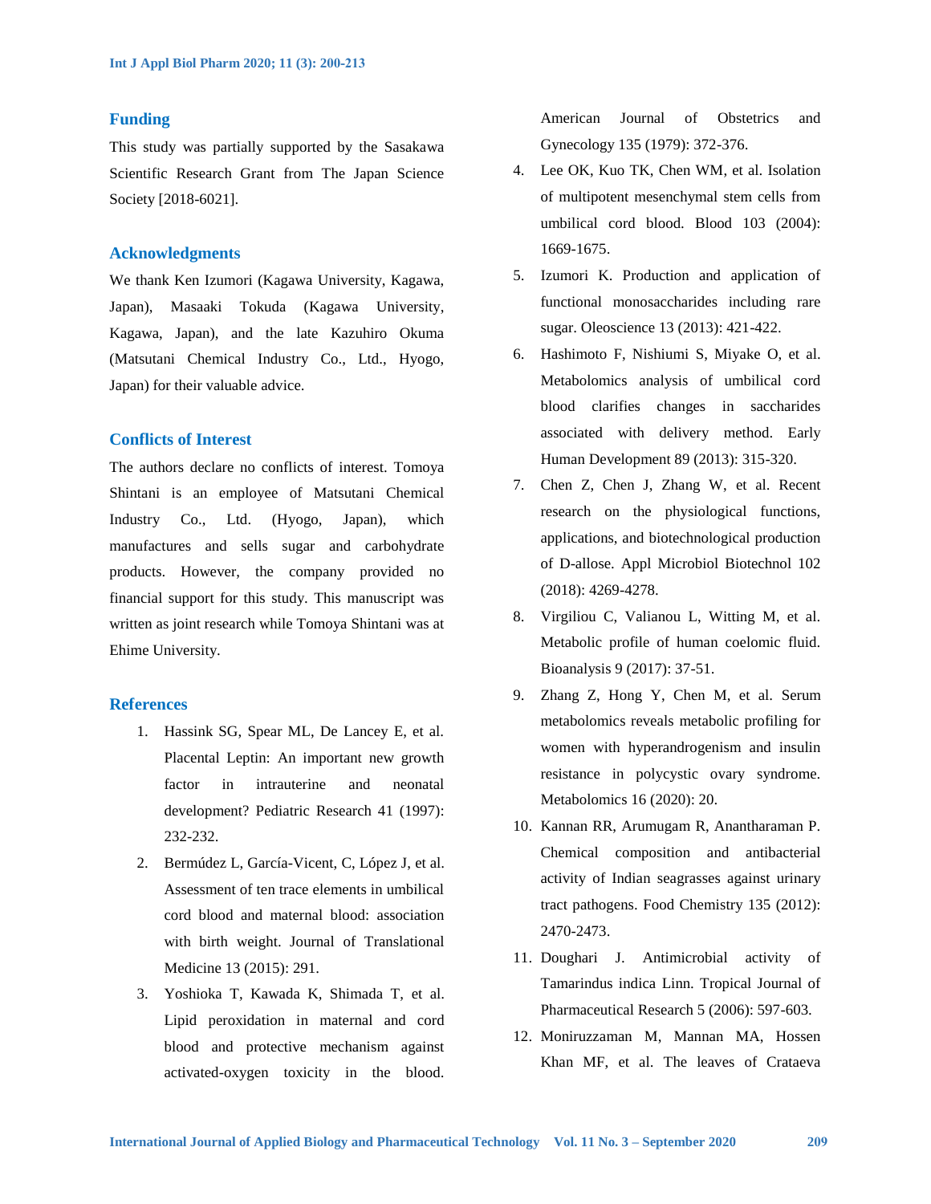## Funding

This study was partially supported by the Sasakawa Scientific Research Grant from The Japan Science Society [2018-6021].

## Acknowledgments

We thank Ken Izumori (Kagawa University, Kagawa, Japan), Masaaki Tokuda (Kagawa University, Kagawa, Japan), and the late Kazuhiro Okuma (Matsutani Chemical Industry Co., Ltd., Hyogo, Japan) for their valuable advice.

## Conflicts of Interest

The authors declare no conflicts of interest. Tomoya Shintani is an employee of Matsutani Chemical Industry Co., Ltd. (Hyogo, Japan), which manufactures and sells sugar and carbohydrate products. However, the company provided no financial support for this study. This manuscript was written as joint research while Tomoya Shintani was at Ehime University.

## References

1. Hassink SG, Spear ML, De Lancey E, et al. Placental Leptin: An important new growth factor in intrauterine and neonatal development? Pediatric Research 41 (1997): 232-232.
2. Bermúdez L, García-Vicent, C, López J, et al. Assessment of ten trace elements in umbilical cord blood and maternal blood: association with birth weight. Journal of Translational Medicine 13 (2015): 291.
3. Yoshioka T, Kawada K, Shimada T, et al. Lipid peroxidation in maternal and cord blood and protective mechanism against activated-oxygen toxicity in the blood. American Journal of Obstetrics and Gynecology 135 (1979): 372-376.
4. Lee OK, Kuo TK, Chen WM, et al. Isolation of multipotent mesenchymal stem cells from umbilical cord blood. Blood 103 (2004): 1669-1675.
5. Izumori K. Production and application of functional monosaccharides including rare sugar. Oleoscience 13 (2013): 421-422.
6. Hashimoto F, Nishiumi S, Miyake O, et al. Metabolomics analysis of umbilical cord blood clarifies changes in saccharides associated with delivery method. Early Human Development 89 (2013): 315-320.
7. Chen Z, Chen J, Zhang W, et al. Recent research on the physiological functions, applications, and biotechnological production of D-allose. Appl Microbiol Biotechnol 102 (2018): 4269-4278.
8. Virgiliou C, Valianou L, Witting M, et al. Metabolic profile of human coelomic fluid. Bioanalysis 9 (2017): 37-51.
9. Zhang Z, Hong Y, Chen M, et al. Serum metabolomics reveals metabolic profiling for women with hyperandrogenism and insulin resistance in polycystic ovary syndrome. Metabolomics 16 (2020): 20.
10. Kannan RR, Arumugam R, Anantharaman P. Chemical composition and antibacterial activity of Indian seagrasses against urinary tract pathogens. Food Chemistry 135 (2012): 2470-2473.
11. Doughari J. Antimicrobial activity of Tamarindus indica Linn. Tropical Journal of Pharmaceutical Research 5 (2006): 597-603.
12. Moniruzzaman M, Mannan MA, Hossen Khan MF, et al. The leaves of Crataeva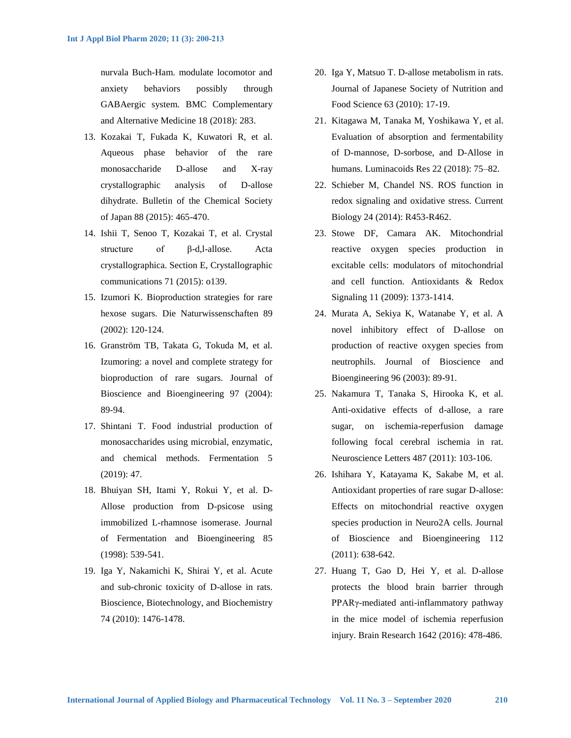nurvala Buch-Ham. modulate locomotor and anxiety behaviors possibly through GABAergic system. BMC Complementary and Alternative Medicine 18 (2018): 283.

13. Kozakai T, Fukada K, Kuwatori R, et al. Aqueous phase behavior of the rare monosaccharide D-allose and X-ray crystallographic analysis of D-allose dihydrate. Bulletin of the Chemical Society of Japan 88 (2015): 465-470.
14. Ishii T, Senoo T, Kozakai T, et al. Crystal structure of β-d,l-allose. Acta crystallographica. Section E, Crystallographic communications 71 (2015): o139.
15. Izumori K. Bioproduction strategies for rare hexose sugars. Die Naturwissenschaften 89 (2002): 120-124.
16. Granström TB, Takata G, Tokuda M, et al. Izumoring: a novel and complete strategy for bioproduction of rare sugars. Journal of Bioscience and Bioengineering 97 (2004): 89-94.
17. Shintani T. Food industrial production of monosaccharides using microbial, enzymatic, and chemical methods. Fermentation 5 (2019): 47.
18. Bhuiyan SH, Itami Y, Rokui Y, et al. D-Allose production from D-psicose using immobilized L-rhamnose isomerase. Journal of Fermentation and Bioengineering 85 (1998): 539-541.
19. Iga Y, Nakamichi K, Shirai Y, et al. Acute and sub-chronic toxicity of D-allose in rats. Bioscience, Biotechnology, and Biochemistry 74 (2010): 1476-1478.
20. Iga Y, Matsuo T. D-allose metabolism in rats. Journal of Japanese Society of Nutrition and Food Science 63 (2010): 17-19.
21. Kitagawa M, Tanaka M, Yoshikawa Y, et al. Evaluation of absorption and fermentability of D-mannose, D-sorbose, and D-Allose in humans. Luminacoids Res 22 (2018): 75–82.
22. Schieber M, Chandel NS. ROS function in redox signaling and oxidative stress. Current Biology 24 (2014): R453-R462.
23. Stowe DF, Camara AK. Mitochondrial reactive oxygen species production in excitable cells: modulators of mitochondrial and cell function. Antioxidants & Redox Signaling 11 (2009): 1373-1414.
24. Murata A, Sekiya K, Watanabe Y, et al. A novel inhibitory effect of D-allose on production of reactive oxygen species from neutrophils. Journal of Bioscience and Bioengineering 96 (2003): 89-91.
25. Nakamura T, Tanaka S, Hirooka K, et al. Anti-oxidative effects of d-allose, a rare sugar, on ischemia-reperfusion damage following focal cerebral ischemia in rat. Neuroscience Letters 487 (2011): 103-106.
26. Ishihara Y, Katayama K, Sakabe M, et al. Antioxidant properties of rare sugar D-allose: Effects on mitochondrial reactive oxygen species production in Neuro2A cells. Journal of Bioscience and Bioengineering 112 (2011): 638-642.
27. Huang T, Gao D, Hei Y, et al. D-allose protects the blood brain barrier through PPARγ-mediated anti-inflammatory pathway in the mice model of ischemia reperfusion injury. Brain Research 1642 (2016): 478-486.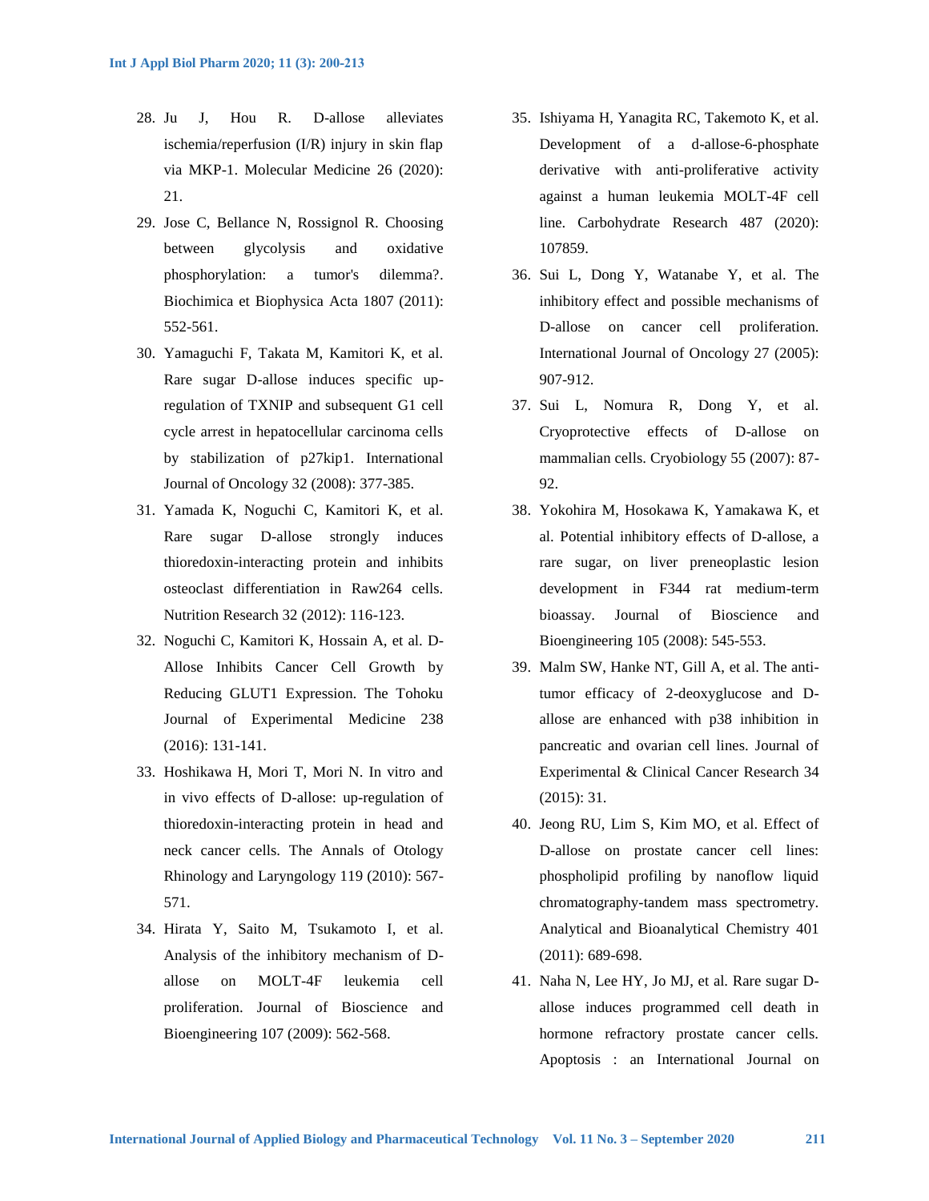28. Ju J, Hou R. D-allose alleviates ischemia/reperfusion (I/R) injury in skin flap via MKP-1. Molecular Medicine 26 (2020): 21.
29. Jose C, Bellance N, Rossignol R. Choosing between glycolysis and oxidative phosphorylation: a tumor's dilemma?. Biochimica et Biophysica Acta 1807 (2011): 552-561.
30. Yamaguchi F, Takata M, Kamitori K, et al. Rare sugar D-allose induces specific up-regulation of TXNIP and subsequent G1 cell cycle arrest in hepatocellular carcinoma cells by stabilization of p27kip1. International Journal of Oncology 32 (2008): 377-385.
31. Yamada K, Noguchi C, Kamitori K, et al. Rare sugar D-allose strongly induces thioredoxin-interacting protein and inhibits osteoclast differentiation in Raw264 cells. Nutrition Research 32 (2012): 116-123.
32. Noguchi C, Kamitori K, Hossain A, et al. D-Allose Inhibits Cancer Cell Growth by Reducing GLUT1 Expression. The Tohoku Journal of Experimental Medicine 238 (2016): 131-141.
33. Hoshikawa H, Mori T, Mori N. In vitro and in vivo effects of D-allose: up-regulation of thioredoxin-interacting protein in head and neck cancer cells. The Annals of Otology Rhinology and Laryngology 119 (2010): 567-571.
34. Hirata Y, Saito M, Tsukamoto I, et al. Analysis of the inhibitory mechanism of D-allose on MOLT-4F leukemia cell proliferation. Journal of Bioscience and Bioengineering 107 (2009): 562-568.
35. Ishiyama H, Yanagita RC, Takemoto K, et al. Development of a d-allose-6-phosphate derivative with anti-proliferative activity against a human leukemia MOLT-4F cell line. Carbohydrate Research 487 (2020): 107859.
36. Sui L, Dong Y, Watanabe Y, et al. The inhibitory effect and possible mechanisms of D-allose on cancer cell proliferation. International Journal of Oncology 27 (2005): 907-912.
37. Sui L, Nomura R, Dong Y, et al. Cryoprotective effects of D-allose on mammalian cells. Cryobiology 55 (2007): 87-92.
38. Yokohira M, Hosokawa K, Yamakawa K, et al. Potential inhibitory effects of D-allose, a rare sugar, on liver preneoplastic lesion development in F344 rat medium-term bioassay. Journal of Bioscience and Bioengineering 105 (2008): 545-553.
39. Malm SW, Hanke NT, Gill A, et al. The anti-tumor efficacy of 2-deoxyglucose and D-allose are enhanced with p38 inhibition in pancreatic and ovarian cell lines. Journal of Experimental & Clinical Cancer Research 34 (2015): 31.
40. Jeong RU, Lim S, Kim MO, et al. Effect of D-allose on prostate cancer cell lines: phospholipid profiling by nanoflow liquid chromatography-tandem mass spectrometry. Analytical and Bioanalytical Chemistry 401 (2011): 689-698.
41. Naha N, Lee HY, Jo MJ, et al. Rare sugar D-allose induces programmed cell death in hormone refractory prostate cancer cells. Apoptosis : an International Journal on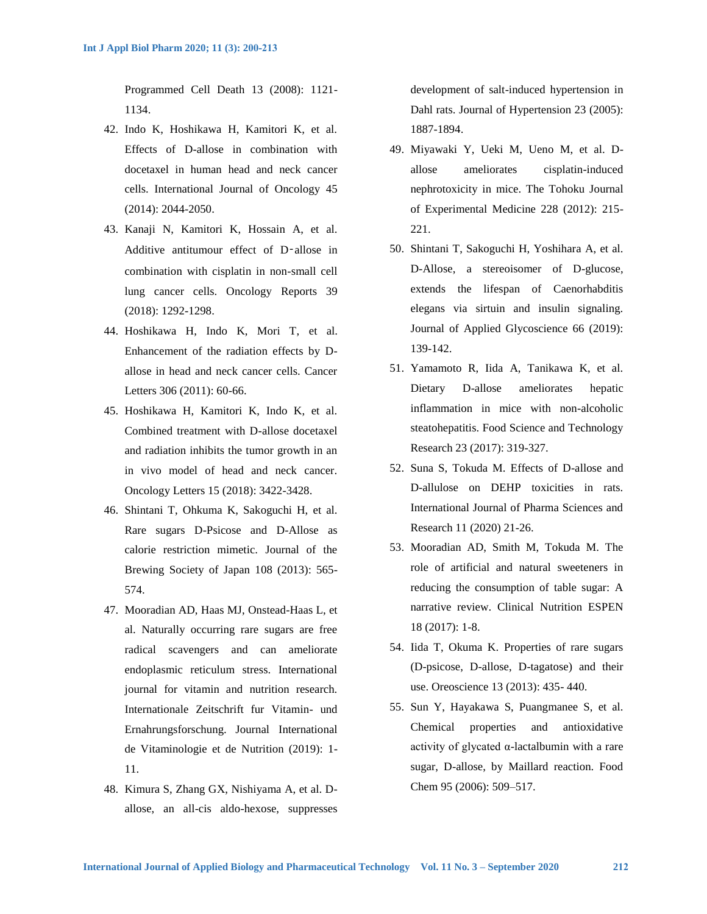Programmed Cell Death 13 (2008): 1121-1134.

42. Indo K, Hoshikawa H, Kamitori K, et al. Effects of D-allose in combination with docetaxel in human head and neck cancer cells. International Journal of Oncology 45 (2014): 2044-2050.
43. Kanaji N, Kamitori K, Hossain A, et al. Additive antitumour effect of D‑allose in combination with cisplatin in non-small cell lung cancer cells. Oncology Reports 39 (2018): 1292-1298.
44. Hoshikawa H, Indo K, Mori T, et al. Enhancement of the radiation effects by D-allose in head and neck cancer cells. Cancer Letters 306 (2011): 60-66.
45. Hoshikawa H, Kamitori K, Indo K, et al. Combined treatment with D-allose docetaxel and radiation inhibits the tumor growth in an in vivo model of head and neck cancer. Oncology Letters 15 (2018): 3422-3428.
46. Shintani T, Ohkuma K, Sakoguchi H, et al. Rare sugars D-Psicose and D-Allose as calorie restriction mimetic. Journal of the Brewing Society of Japan 108 (2013): 565-574.
47. Mooradian AD, Haas MJ, Onstead-Haas L, et al. Naturally occurring rare sugars are free radical scavengers and can ameliorate endoplasmic reticulum stress. International journal for vitamin and nutrition research. Internationale Zeitschrift fur Vitamin- und Ernahrungsforschung. Journal International de Vitaminologie et de Nutrition (2019): 1-11.
48. Kimura S, Zhang GX, Nishiyama A, et al. D-allose, an all-cis aldo-hexose, suppresses development of salt-induced hypertension in Dahl rats. Journal of Hypertension 23 (2005): 1887-1894.
49. Miyawaki Y, Ueki M, Ueno M, et al. D-allose ameliorates cisplatin-induced nephrotoxicity in mice. The Tohoku Journal of Experimental Medicine 228 (2012): 215-221.
50. Shintani T, Sakoguchi H, Yoshihara A, et al. D-Allose, a stereoisomer of D-glucose, extends the lifespan of Caenorhabditis elegans via sirtuin and insulin signaling. Journal of Applied Glycoscience 66 (2019): 139-142.
51. Yamamoto R, Iida A, Tanikawa K, et al. Dietary D-allose ameliorates hepatic inflammation in mice with non-alcoholic steatohepatitis. Food Science and Technology Research 23 (2017): 319-327.
52. Suna S, Tokuda M. Effects of D-allose and D-allulose on DEHP toxicities in rats. International Journal of Pharma Sciences and Research 11 (2020) 21-26.
53. Mooradian AD, Smith M, Tokuda M. The role of artificial and natural sweeteners in reducing the consumption of table sugar: A narrative review. Clinical Nutrition ESPEN 18 (2017): 1-8.
54. Iida T, Okuma K. Properties of rare sugars (D-psicose, D-allose, D-tagatose) and their use. Oreoscience 13 (2013): 435- 440.
55. Sun Y, Hayakawa S, Puangmanee S, et al. Chemical properties and antioxidative activity of glycated α-lactalbumin with a rare sugar, D-allose, by Maillard reaction. Food Chem 95 (2006): 509–517.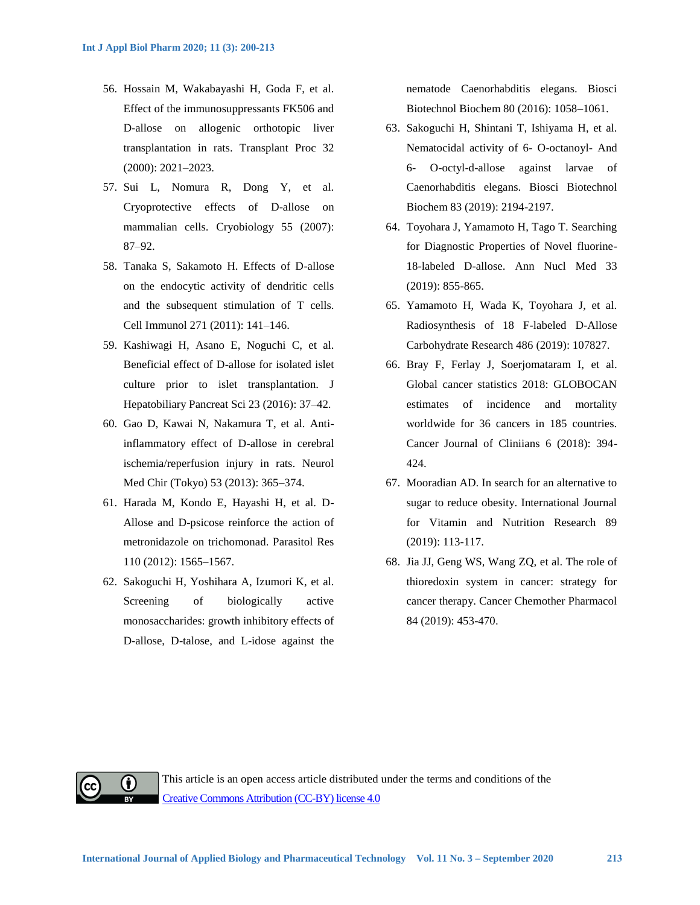56. Hossain M, Wakabayashi H, Goda F, et al. Effect of the immunosuppressants FK506 and D-allose on allogenic orthotopic liver transplantation in rats. Transplant Proc 32 (2000): 2021–2023.
57. Sui L, Nomura R, Dong Y, et al. Cryoprotective effects of D-allose on mammalian cells. Cryobiology 55 (2007): 87–92.
58. Tanaka S, Sakamoto H. Effects of D-allose on the endocytic activity of dendritic cells and the subsequent stimulation of T cells. Cell Immunol 271 (2011): 141–146.
59. Kashiwagi H, Asano E, Noguchi C, et al. Beneficial effect of D-allose for isolated islet culture prior to islet transplantation. J Hepatobiliary Pancreat Sci 23 (2016): 37–42.
60. Gao D, Kawai N, Nakamura T, et al. Anti-inflammatory effect of D-allose in cerebral ischemia/reperfusion injury in rats. Neurol Med Chir (Tokyo) 53 (2013): 365–374.
61. Harada M, Kondo E, Hayashi H, et al. D-Allose and D-psicose reinforce the action of metronidazole on trichomonad. Parasitol Res 110 (2012): 1565–1567.
62. Sakoguchi H, Yoshihara A, Izumori K, et al. Screening of biologically active monosaccharides: growth inhibitory effects of D-allose, D-talose, and L-idose against the nematode Caenorhabditis elegans. Biosci Biotechnol Biochem 80 (2016): 1058–1061.
63. Sakoguchi H, Shintani T, Ishiyama H, et al. Nematocidal activity of 6- O-octanoyl- And 6- O-octyl-d-allose against larvae of Caenorhabditis elegans. Biosci Biotechnol Biochem 83 (2019): 2194-2197.
64. Toyohara J, Yamamoto H, Tago T. Searching for Diagnostic Properties of Novel fluorine-18-labeled D-allose. Ann Nucl Med 33 (2019): 855-865.
65. Yamamoto H, Wada K, Toyohara J, et al. Radiosynthesis of 18 F-labeled D-Allose Carbohydrate Research 486 (2019): 107827.
66. Bray F, Ferlay J, Soerjomataram I, et al. Global cancer statistics 2018: GLOBOCAN estimates of incidence and mortality worldwide for 36 cancers in 185 countries. Cancer Journal of Cliniians 6 (2018): 394-424.
67. Mooradian AD. In search for an alternative to sugar to reduce obesity. International Journal for Vitamin and Nutrition Research 89 (2019): 113-117.
68. Jia JJ, Geng WS, Wang ZQ, et al. The role of thioredoxin system in cancer: strategy for cancer therapy. Cancer Chemother Pharmacol 84 (2019): 453-470.

This article is an open access article distributed under the terms and conditions of the [Creative Commons Attribution (CC-BY) license 4.0]